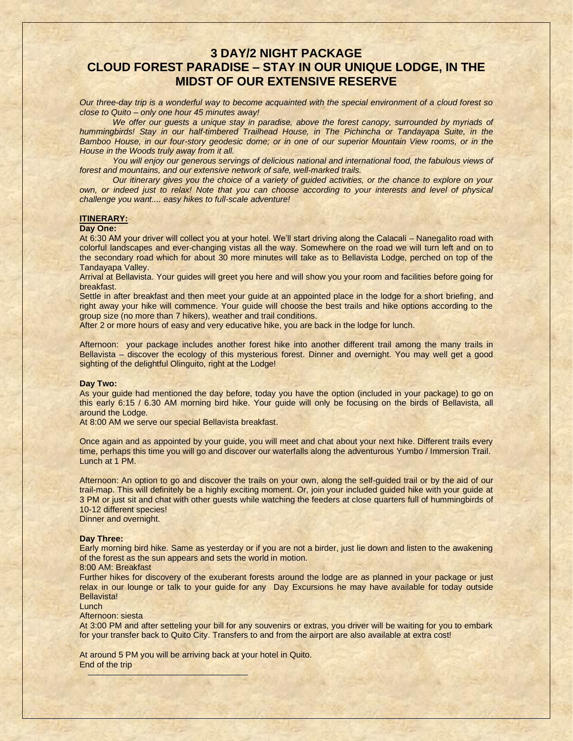# 3 DAY/2 NIGHT PACKAGE
# CLOUD FOREST PARADISE – STAY IN OUR UNIQUE LODGE, IN THE MIDST OF OUR EXTENSIVE RESERVE

*Our three-day trip is a wonderful way to become acquainted with the special environment of a cloud forest so close to Quito – only one hour 45 minutes away!*

*We offer our guests a unique stay in paradise, above the forest canopy, surrounded by myriads of hummingbirds! Stay in our half-timbered Trailhead House, in The Pichincha or Tandayapa Suite, in the Bamboo House, in our four-story geodesic dome; or in one of our superior Mountain View rooms, or in the House in the Woods truly away from it all.*

*You will enjoy our generous servings of delicious national and international food, the fabulous views of forest and mountains, and our extensive network of safe, well-marked trails.*

*Our itinerary gives you the choice of a variety of guided activities, or the chance to explore on your own, or indeed just to relax! Note that you can choose according to your interests and level of physical challenge you want.... easy hikes to full-scale adventure!*

**ITINERARY:**

**Day One:**

At 6:30 AM your driver will collect you at your hotel. We'll start driving along the Calacali – Nanegalito road with colorful landscapes and ever-changing vistas all the way. Somewhere on the road we will turn left and on to the secondary road which for about 30 more minutes will take as to Bellavista Lodge, perched on top of the Tandayapa Valley.

Arrival at Bellavista. Your guides will greet you here and will show you your room and facilities before going for breakfast.

Settle in after breakfast and then meet your guide at an appointed place in the lodge for a short briefing, and right away your hike will commence. Your guide will choose the best trails and hike options according to the group size (no more than 7 hikers), weather and trail conditions.

After 2 or more hours of easy and very educative hike, you are back in the lodge for lunch.

Afternoon: your package includes another forest hike into another different trail among the many trails in Bellavista – discover the ecology of this mysterious forest. Dinner and overnight. You may well get a good sighting of the delightful Olinguito, right at the Lodge!

**Day Two:**

As your guide had mentioned the day before, today you have the option (included in your package) to go on this early 6:15 / 6.30 AM morning bird hike. Your guide will only be focusing on the birds of Bellavista, all around the Lodge.

At 8:00 AM we serve our special Bellavista breakfast.

Once again and as appointed by your guide, you will meet and chat about your next hike. Different trails every time, perhaps this time you will go and discover our waterfalls along the adventurous Yumbo / Immersion Trail. Lunch at 1 PM.

Afternoon: An option to go and discover the trails on your own, along the self-guided trail or by the aid of our trail-map. This will definitely be a highly exciting moment. Or, join your included guided hike with your guide at 3 PM or just sit and chat with other guests while watching the feeders at close quarters full of hummingbirds of 10-12 different species!

Dinner and overnight.

**Day Three:**

Early morning bird hike. Same as yesterday or if you are not a birder, just lie down and listen to the awakening of the forest as the sun appears and sets the world in motion.

8:00 AM: Breakfast

Further hikes for discovery of the exuberant forests around the lodge are as planned in your package or just relax in our lounge or talk to your guide for any Day Excursions he may have available for today outside Bellavista!

Lunch

Afternoon: siesta

At 3:00 PM and after setteling your bill for any souvenirs or extras, you driver will be waiting for you to embark for your transfer back to Quito City. Transfers to and from the airport are also available at extra cost!

At around 5 PM you will be arriving back at your hotel in Quito.

End of the trip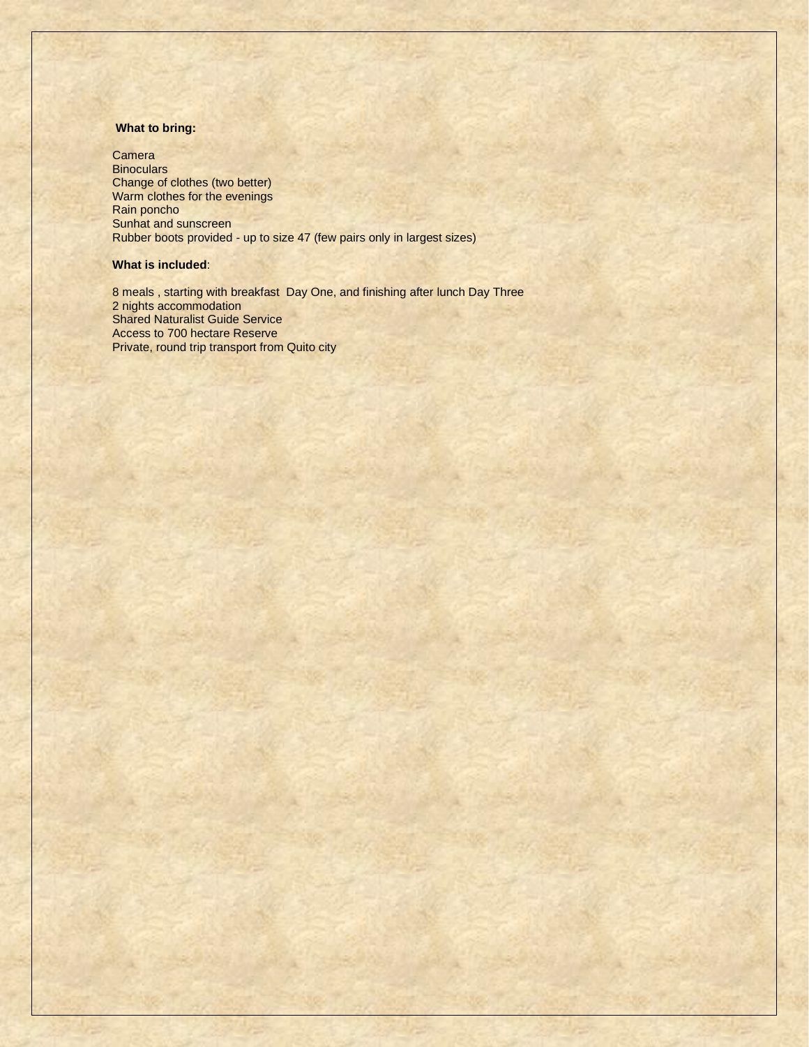**What to bring:**

Camera
Binoculars
Change of clothes (two better)
Warm clothes for the evenings
Rain poncho
Sunhat and sunscreen
Rubber boots provided - up to size 47 (few pairs only in largest sizes)

**What is included**:

8 meals , starting with breakfast Day One, and finishing after lunch Day Three
2 nights accommodation
Shared Naturalist Guide Service
Access to 700 hectare Reserve
Private, round trip transport from Quito city